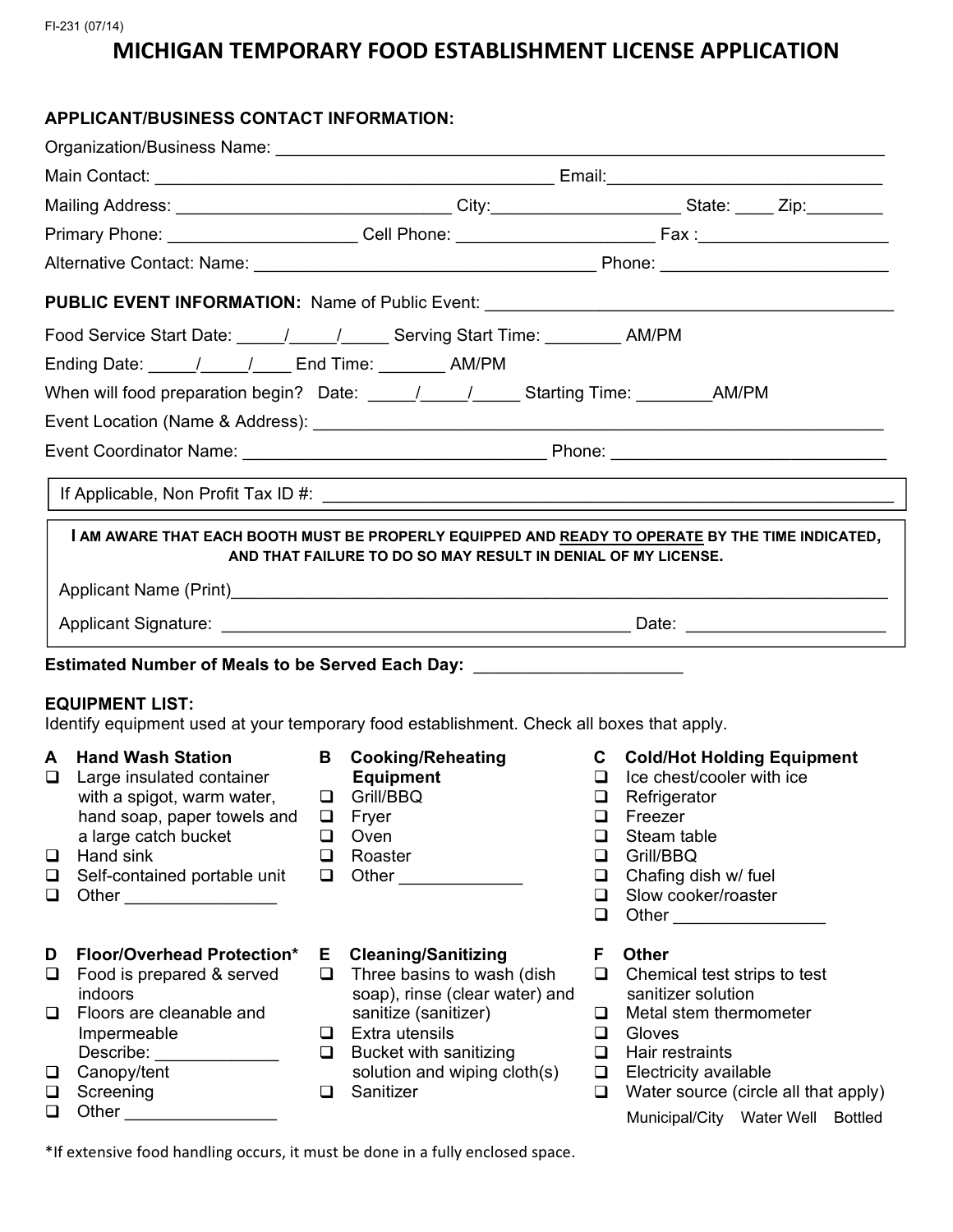FI-231 (07/14)

# MICHIGAN TEMPORARY FOOD ESTABLISHMENT LICENSE APPLICATION

**APPLICANT/BUSINESS CONTACT INFORMATION:**

Organization/Business Name: ______________________________________________________________

Main Contact: ____________________________________________ Email:____________________________

Mailing Address: ______________________________ City:____________________ State: ____ Zip:________

Primary Phone: ____________________ Cell Phone: _____________________ Fax :____________________

Alternative Contact: Name: ______________________________________ Phone: ________________________

**PUBLIC EVENT INFORMATION:** Name of Public Event: ____________________________________________

Food Service Start Date: _____/_____/_____ Serving Start Time: ________ AM/PM

Ending Date: _____/_____/____ End Time: _______ AM/PM

When will food preparation begin? Date: _____/_____/_____ Starting Time: ________AM/PM

Event Location (Name & Address): _______________________________________________________________

Event Coordinator Name: _________________________________ Phone: _____________________________

If Applicable, Non Profit Tax ID #: ______________________________________________________________

**I AM AWARE THAT EACH BOOTH MUST BE PROPERLY EQUIPPED AND READY TO OPERATE BY THE TIME INDICATED, AND THAT FAILURE TO DO SO MAY RESULT IN DENIAL OF MY LICENSE.**

Applicant Name (Print)__________________________________________________________________________

Applicant Signature: _____________________________________________ Date: _____________________

**Estimated Number of Meals to be Served Each Day:** ______________________

**EQUIPMENT LIST:**

Identify equipment used at your temporary food establishment. Check all boxes that apply.

**A Hand Wash Station**

- ❑ Large insulated container with a spigot, warm water, hand soap, paper towels and a large catch bucket
- ❑ Hand sink
- ❑ Self-contained portable unit
- ❑ Other ________________

**B Cooking/Reheating Equipment**

- ❑ Grill/BBQ
- ❑ Fryer
- ❑ Oven
- ❑ Roaster
- ❑ Other _____________

**C Cold/Hot Holding Equipment**

- ❑ Ice chest/cooler with ice
- ❑ Refrigerator
- ❑ Freezer
- ❑ Steam table
- ❑ Grill/BBQ
- ❑ Chafing dish w/ fuel
- ❑ Slow cooker/roaster
- ❑ Other ________________

**D Floor/Overhead Protection***

- ❑ Food is prepared & served indoors
- ❑ Floors are cleanable and Impermeable  
  Describe: _____________
- ❑ Canopy/tent
- ❑ Screening
- ❑ Other ________________

**E Cleaning/Sanitizing**

- ❑ Three basins to wash (dish soap), rinse (clear water) and sanitize (sanitizer)
- ❑ Extra utensils
- ❑ Bucket with sanitizing solution and wiping cloth(s)
- ❑ Sanitizer

**F Other**

- ❑ Chemical test strips to test sanitizer solution
- ❑ Metal stem thermometer
- ❑ Gloves
- ❑ Hair restraints
- ❑ Electricity available
- ❑ Water source (circle all that apply)  
  Municipal/City Water Well Bottled

*If extensive food handling occurs, it must be done in a fully enclosed space.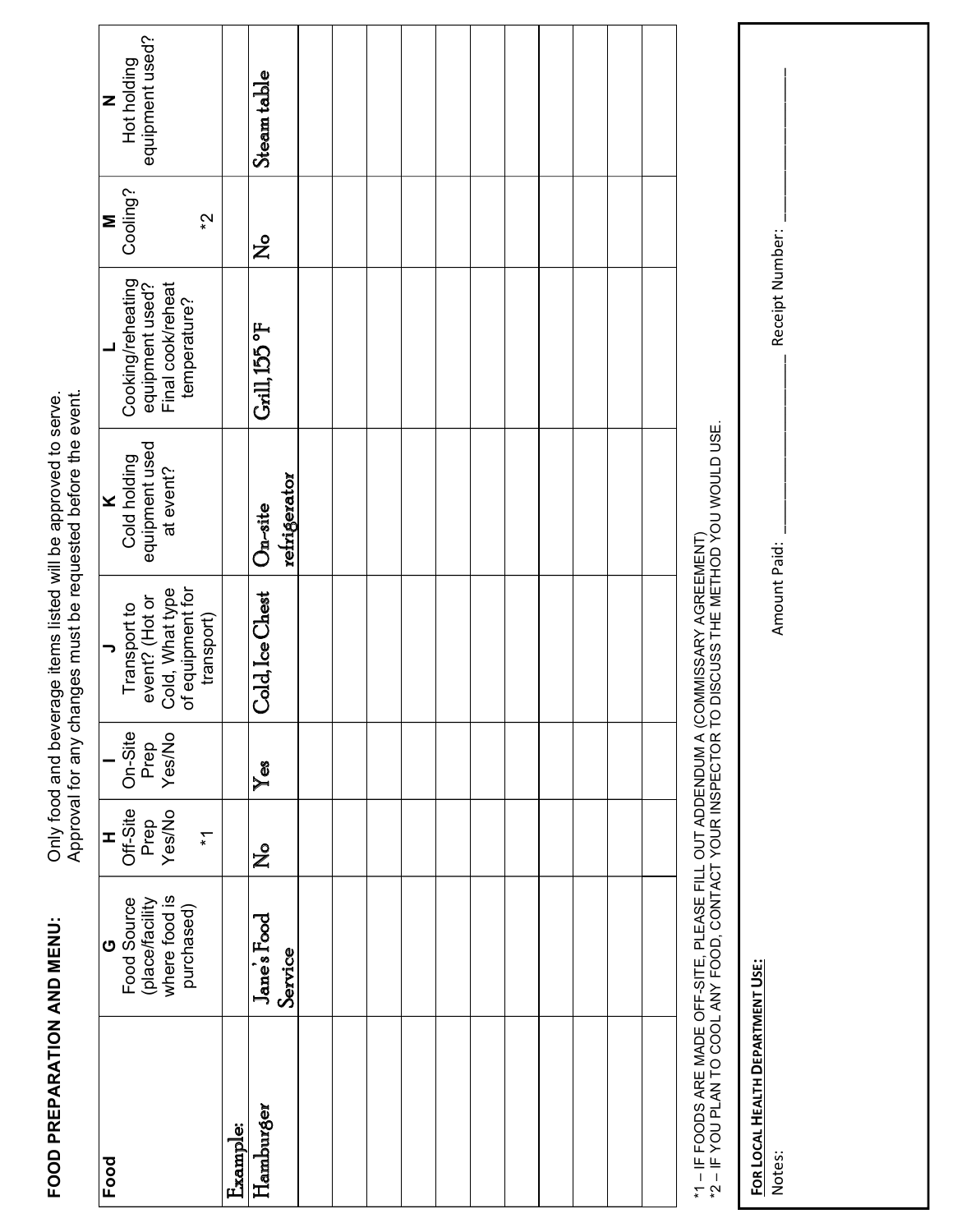**FOOD PREPARATION AND MENU:**

Only food and beverage items listed will be approved to serve.
Approval for any changes must be requested before the event.

| Food | G<br>Food Source (place/facility where food is purchased) | H<br>Off-Site Prep Yes/No<br>*1 | I<br>On-Site Prep Yes/No | J<br>Transport to event? (Hot or Cold, What type of equipment for transport) | K<br>Cold holding equipment used at event? | L<br>Cooking/reheating equipment used? Final cook/reheat temperature? | M<br>Cooling?<br>*2 | N<br>Hot holding equipment used? |
|---|---|---|---|---|---|---|---|---|
| Example: | | | | | | | | |
| Hamburger | Jane's Food Service | No | Yes | Cold, Ice Chest | On-site refrigerator | Grill, 155 °F | No | Steam table |
| | | | | | | | | |
| | | | | | | | | |
| | | | | | | | | |
| | | | | | | | | |
| | | | | | | | | |
| | | | | | | | | |
| | | | | | | | | |
| | | | | | | | | |
| | | | | | | | | |
| | | | | | | | | |
| | | | | | | | | |

*1 – IF FOODS ARE MADE OFF-SITE, PLEASE FILL OUT ADDENDUM A (COMMISSARY AGREEMENT)
*2 – IF YOU PLAN TO COOL ANY FOOD, CONTACT YOUR INSPECTOR TO DISCUSS THE METHOD YOU WOULD USE.

**FOR LOCAL HEALTH DEPARTMENT USE:**

Notes:

Amount Paid: ____________________ Receipt Number: ____________________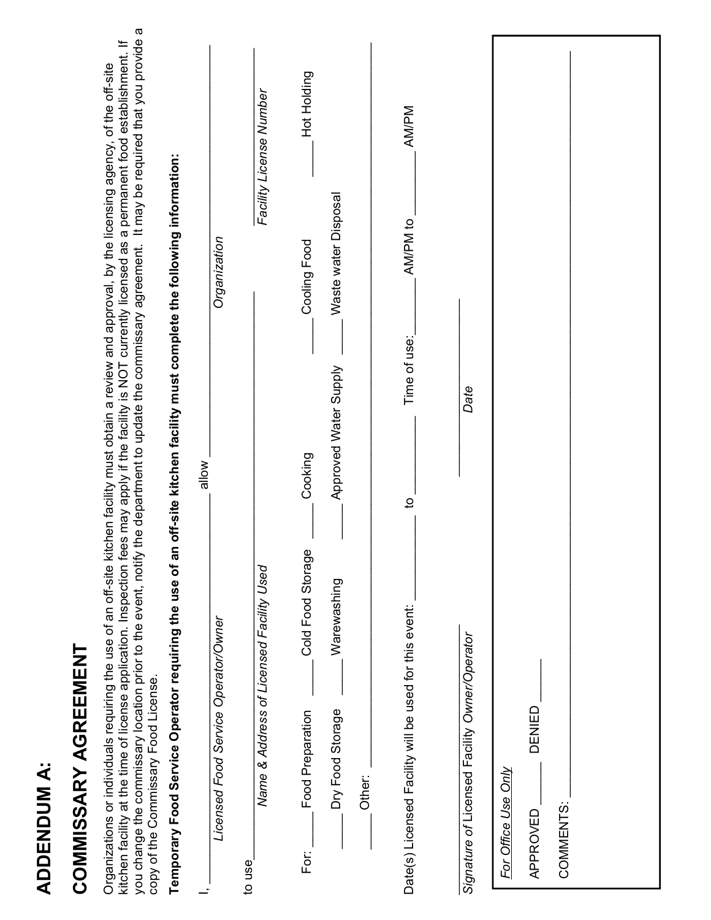# ADDENDUM A:

## COMMISSARY AGREEMENT

Organizations or individuals requiring the use of an off-site kitchen facility must obtain a review and approval, by the licensing agency, of the off-site kitchen facility at the time of license application. Inspection fees may apply if the facility is NOT currently licensed as a permanent food establishment. If you change the commissary location prior to the event, notify the department to update the commissary agreement. It may be required that you provide a copy of the Commissary Food License.

**Temporary Food Service Operator requiring the use of an off-site kitchen facility must complete the following information:**

I, ______________________________ allow ______________________________
*Licensed Food Service Operator/Owner* — *Organization*

to use ______________________________ ______________________________
*Name & Address of Licensed Facility Used* — *Facility License Number*

For: ____ Food Preparation ____ Cold Food Storage ____ Cooking ____ Cooling Food ____ Hot Holding

____ Dry Food Storage ____ Warewashing ____ Approved Water Supply ____ Waste water Disposal

____ Other: ______________________________

Date(s) Licensed Facility will be used for this event: __________ to __________ Time of use: ______ AM/PM to ______ AM/PM

______________________________ ______________________________
*Signature of Licensed Facility Owner/Operator* — *Date*

*For Office Use Only*

APPROVED ______ DENIED ______

COMMENTS: ______________________________